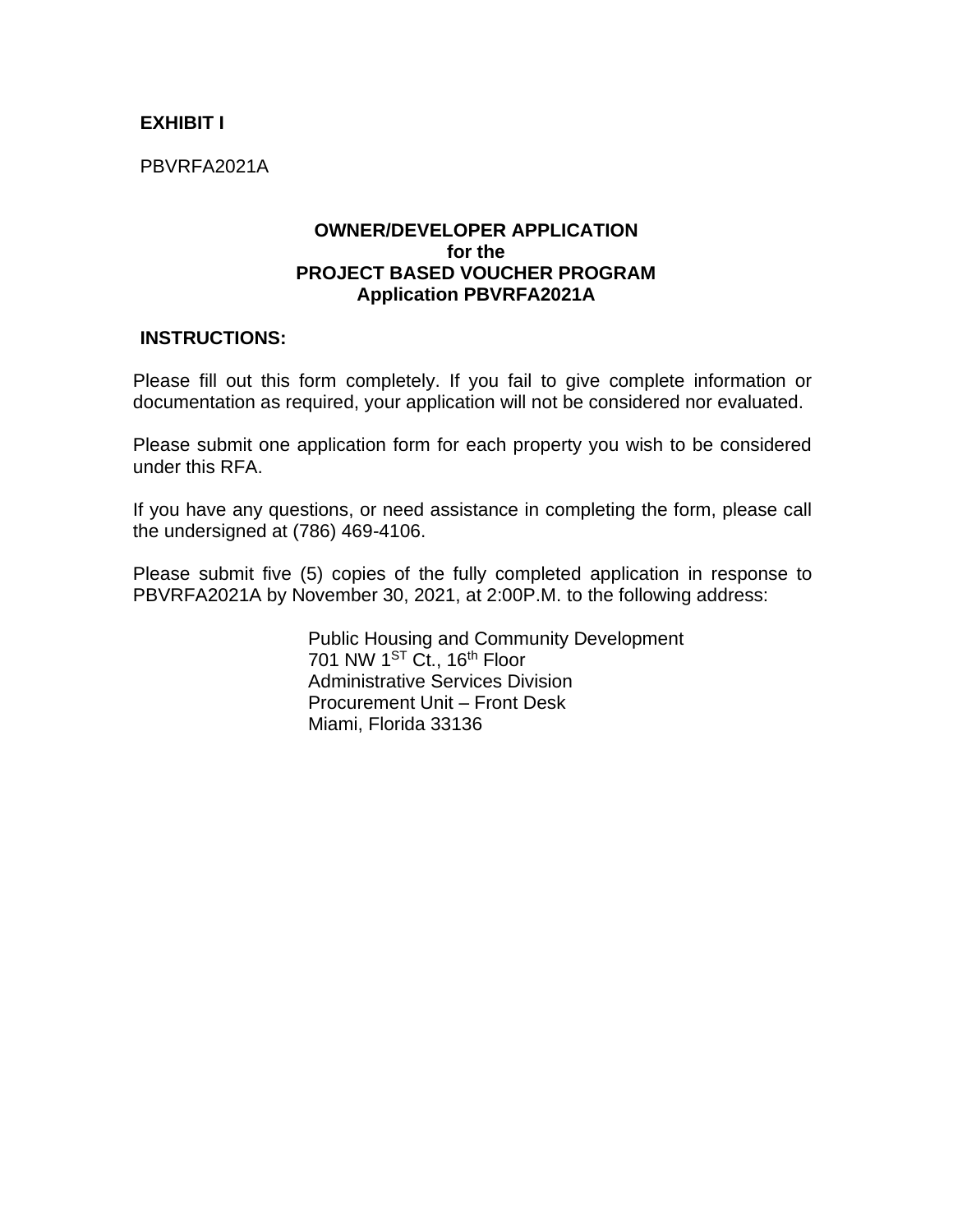**EXHIBIT I**

PBVRFA2021A

# OWNER/DEVELOPER APPLICATION
## for the
## PROJECT BASED VOUCHER PROGRAM
## Application PBVRFA2021A

**INSTRUCTIONS:**

Please fill out this form completely. If you fail to give complete information or documentation as required, your application will not be considered nor evaluated.

Please submit one application form for each property you wish to be considered under this RFA.

If you have any questions, or need assistance in completing the form, please call the undersigned at (786) 469-4106.

Please submit five (5) copies of the fully completed application in response to PBVRFA2021A by November 30, 2021, at 2:00P.M. to the following address:

Public Housing and Community Development
701 NW 1ST Ct., 16th Floor
Administrative Services Division
Procurement Unit – Front Desk
Miami, Florida 33136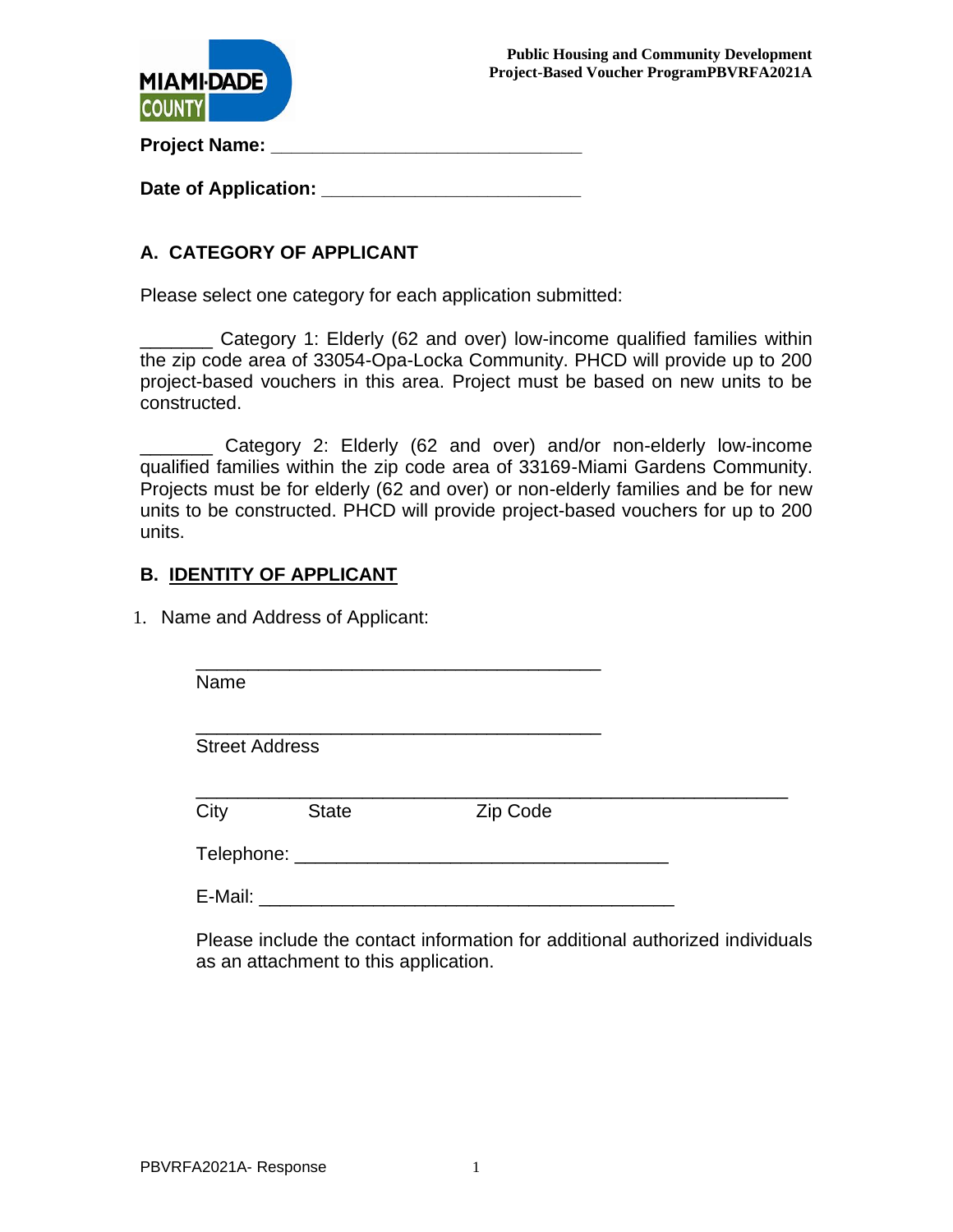**Project Name: ______________________________**

**Date of Application: _________________________**

## A. CATEGORY OF APPLICANT

Please select one category for each application submitted:

_______ Category 1: Elderly (62 and over) low-income qualified families within the zip code area of 33054-Opa-Locka Community. PHCD will provide up to 200 project-based vouchers in this area. Project must be based on new units to be constructed.

_______ Category 2: Elderly (62 and over) and/or non-elderly low-income qualified families within the zip code area of 33169-Miami Gardens Community. Projects must be for elderly (62 and over) or non-elderly families and be for new units to be constructed. PHCD will provide project-based vouchers for up to 200 units.

## B. IDENTITY OF APPLICANT

1. Name and Address of Applicant:

_______________________________________
Name

_______________________________________
Street Address

_________________________________________________________
City State Zip Code

Telephone: ____________________________________

E-Mail: ________________________________________

Please include the contact information for additional authorized individuals as an attachment to this application.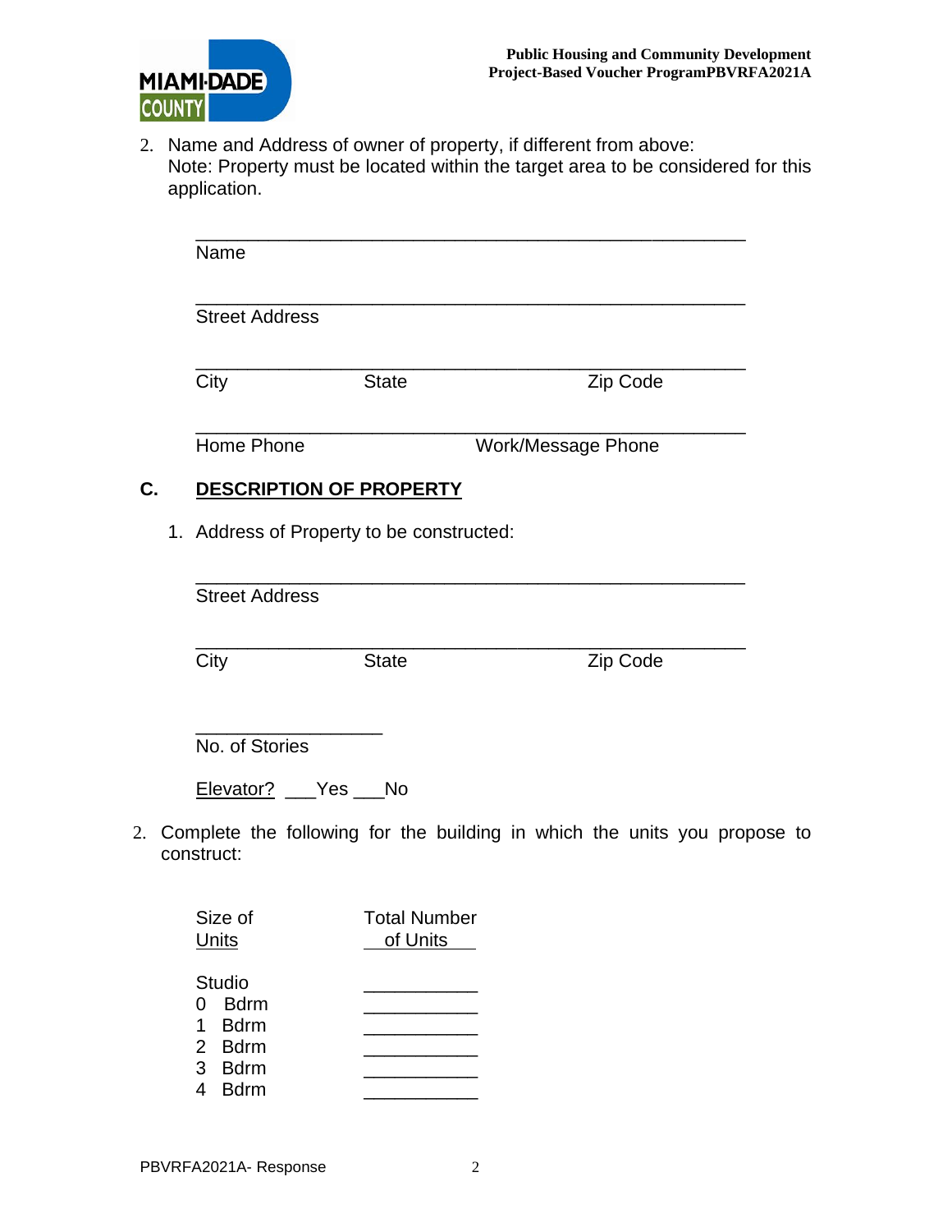2. Name and Address of owner of property, if different from above:
   Note: Property must be located within the target area to be considered for this application.

   ______________________________________________
   Name

   ______________________________________________
   Street Address

   ______________________________________________
   City State Zip Code

   ______________________________________________
   Home Phone Work/Message Phone

## C. DESCRIPTION OF PROPERTY

1. Address of Property to be constructed:

   ______________________________________________
   Street Address

   ______________________________________________
   City State Zip Code

   ________________
   No. of Stories

   Elevator? ___Yes ___No

2. Complete the following for the building in which the units you propose to construct:

| Size of Units | Total Number of Units |
|---|---|
| Studio | ___________ |
| 0 Bdrm | ___________ |
| 1 Bdrm | ___________ |
| 2 Bdrm | ___________ |
| 3 Bdrm | ___________ |
| 4 Bdrm | ___________ |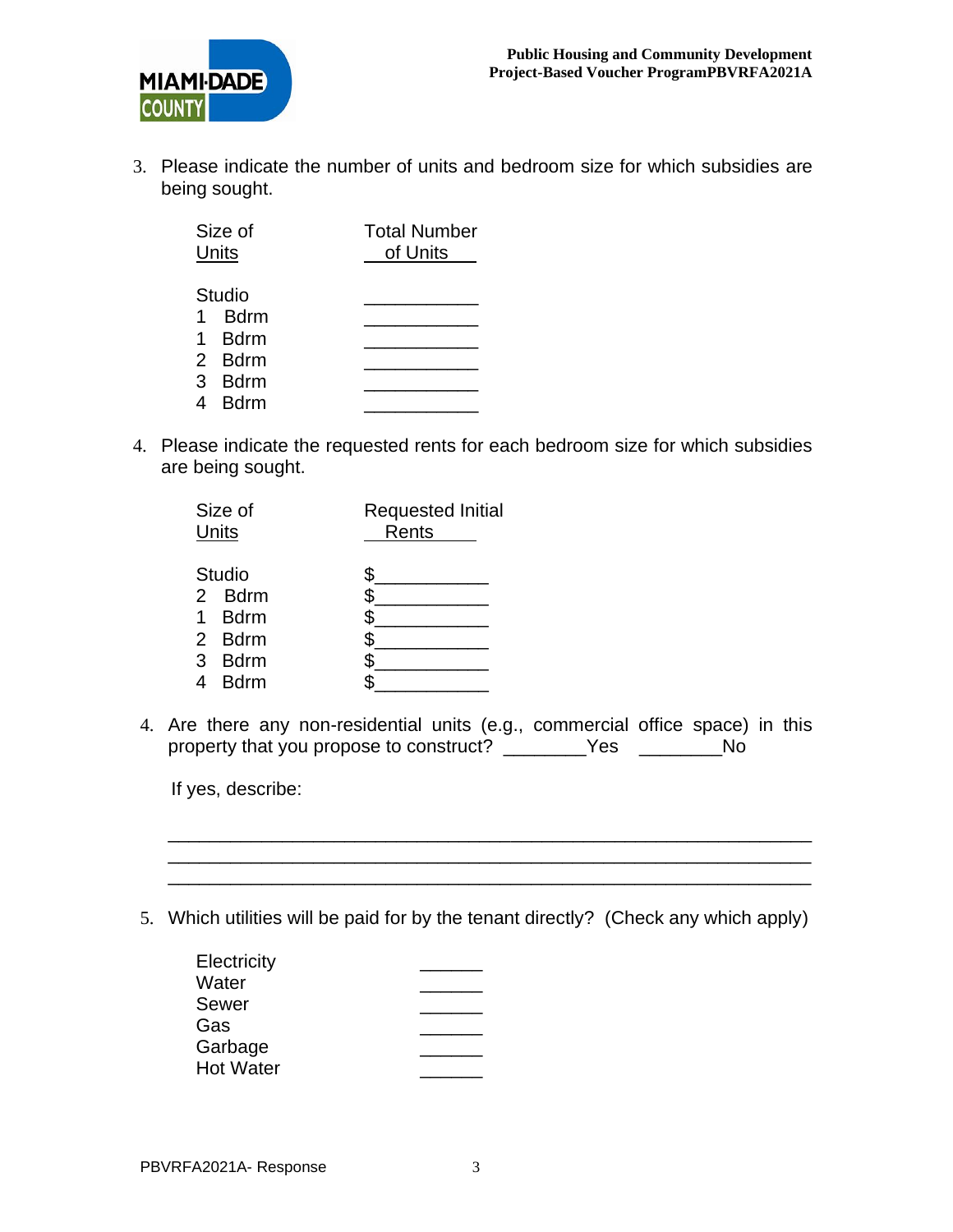3. Please indicate the number of units and bedroom size for which subsidies are being sought.

| Size of Units | Total Number of Units |
|---|---|
| Studio | ___________ |
| 1 Bdrm | ___________ |
| 1 Bdrm | ___________ |
| 2 Bdrm | ___________ |
| 3 Bdrm | ___________ |
| 4 Bdrm | ___________ |

4. Please indicate the requested rents for each bedroom size for which subsidies are being sought.

| Size of Units | Requested Initial Rents |
|---|---|
| Studio | $___________ |
| 2 Bdrm | $___________ |
| 1 Bdrm | $___________ |
| 2 Bdrm | $___________ |
| 3 Bdrm | $___________ |
| 4 Bdrm | $___________ |

4. Are there any non-residential units (e.g., commercial office space) in this property that you propose to construct? ________Yes ________No

If yes, describe:

______________________________________________________________
______________________________________________________________
______________________________________________________________

5. Which utilities will be paid for by the tenant directly? (Check any which apply)

| Utility | |
|---|---|
| Electricity | ______ |
| Water | ______ |
| Sewer | ______ |
| Gas | ______ |
| Garbage | ______ |
| Hot Water | ______ |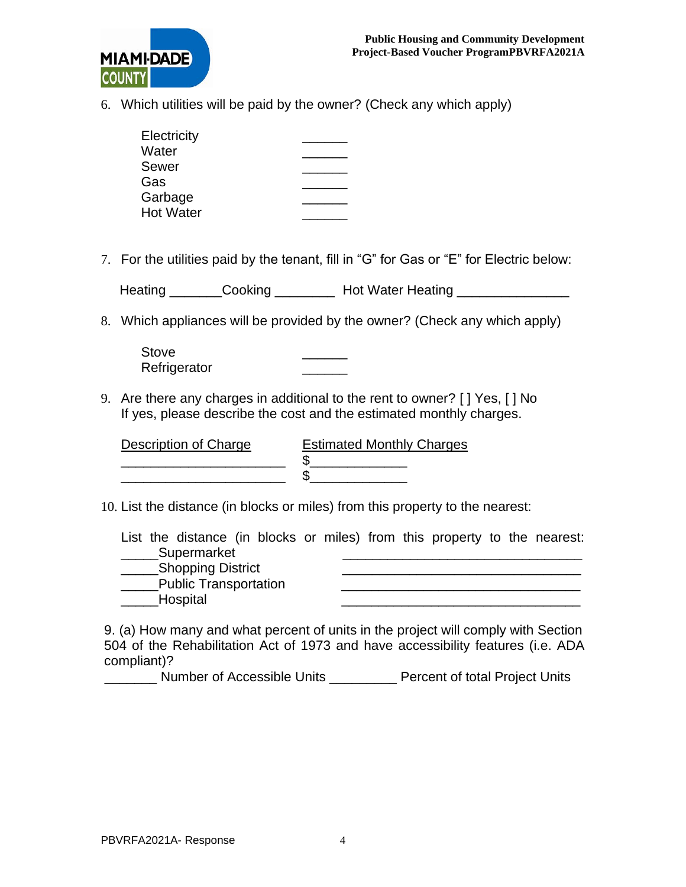6. Which utilities will be paid by the owner? (Check any which apply)

| | |
|---|---|
| Electricity | ______ |
| Water | ______ |
| Sewer | ______ |
| Gas | ______ |
| Garbage | ______ |
| Hot Water | ______ |

7. For the utilities paid by the tenant, fill in "G" for Gas or "E" for Electric below:

   Heating _______Cooking ________ Hot Water Heating _______________

8. Which appliances will be provided by the owner? (Check any which apply)

| | |
|---|---|
| Stove | ______ |
| Refrigerator | ______ |

9. Are there any charges in additional to the rent to owner? [ ] Yes, [ ] No
   If yes, please describe the cost and the estimated monthly charges.

| Description of Charge | Estimated Monthly Charges |
|---|---|
| ______________________ | $_____________ |
| ______________________ | $_____________ |

10. List the distance (in blocks or miles) from this property to the nearest:

    List the distance (in blocks or miles) from this property to the nearest:

    _____Supermarket ________________________________
    _____Shopping District ________________________________
    _____Public Transportation ________________________________
    _____Hospital ________________________________

9. (a) How many and what percent of units in the project will comply with Section 504 of the Rehabilitation Act of 1973 and have accessibility features (i.e. ADA compliant)?

_______ Number of Accessible Units _________ Percent of total Project Units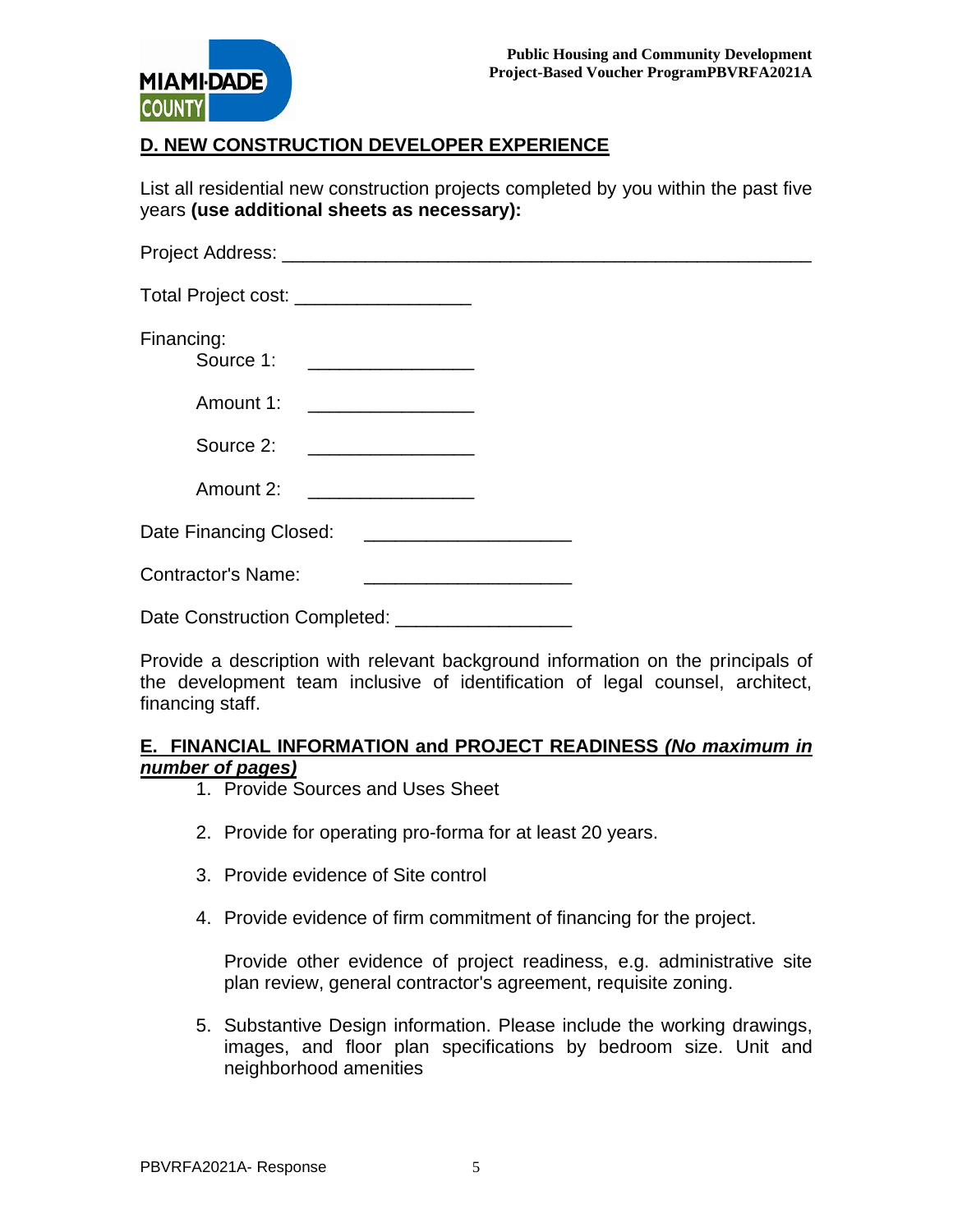## D. NEW CONSTRUCTION DEVELOPER EXPERIENCE

List all residential new construction projects completed by you within the past five years **(use additional sheets as necessary):**

Project Address: ____________________________________________________

Total Project cost: _________________

Financing:

Source 1: ________________

Amount 1: ________________

Source 2: ________________

Amount 2: ________________

Date Financing Closed: ____________________

Contractor's Name: ____________________

Date Construction Completed: _________________

Provide a description with relevant background information on the principals of the development team inclusive of identification of legal counsel, architect, financing staff.

## E. FINANCIAL INFORMATION and PROJECT READINESS *(No maximum in number of pages)*

1. Provide Sources and Uses Sheet
2. Provide for operating pro-forma for at least 20 years.
3. Provide evidence of Site control
4. Provide evidence of firm commitment of financing for the project.

   Provide other evidence of project readiness, e.g. administrative site plan review, general contractor's agreement, requisite zoning.

5. Substantive Design information. Please include the working drawings, images, and floor plan specifications by bedroom size. Unit and neighborhood amenities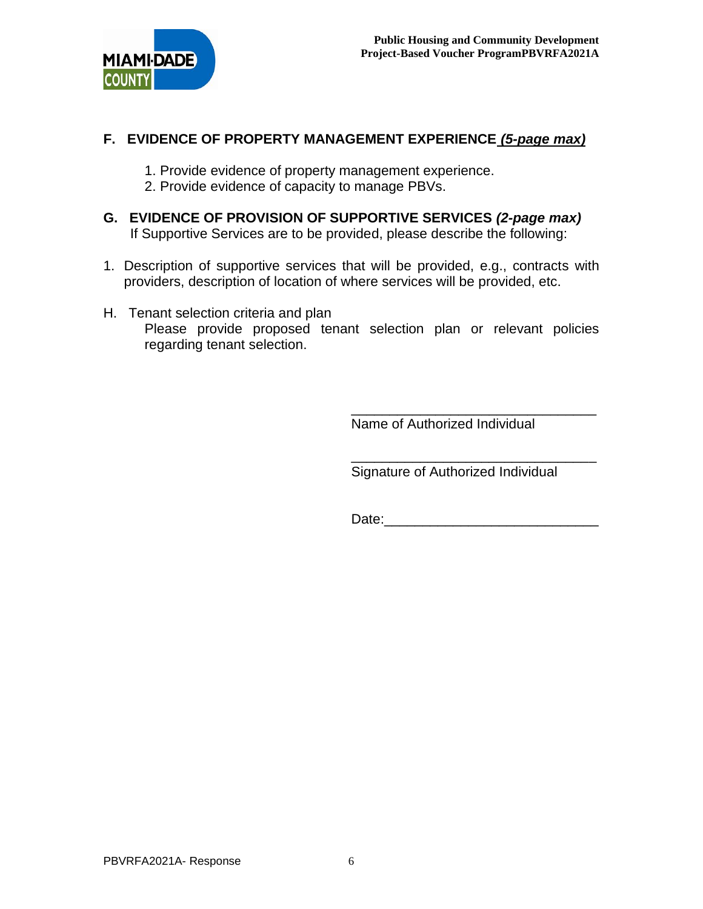## F. EVIDENCE OF PROPERTY MANAGEMENT EXPERIENCE *(5-page max)*

1. Provide evidence of property management experience.
2. Provide evidence of capacity to manage PBVs.

## G. EVIDENCE OF PROVISION OF SUPPORTIVE SERVICES *(2-page max)*

If Supportive Services are to be provided, please describe the following:

1. Description of supportive services that will be provided, e.g., contracts with providers, description of location of where services will be provided, etc.

H. Tenant selection criteria and plan

Please provide proposed tenant selection plan or relevant policies regarding tenant selection.

________________________________
Name of Authorized Individual

________________________________
Signature of Authorized Individual

Date:____________________________